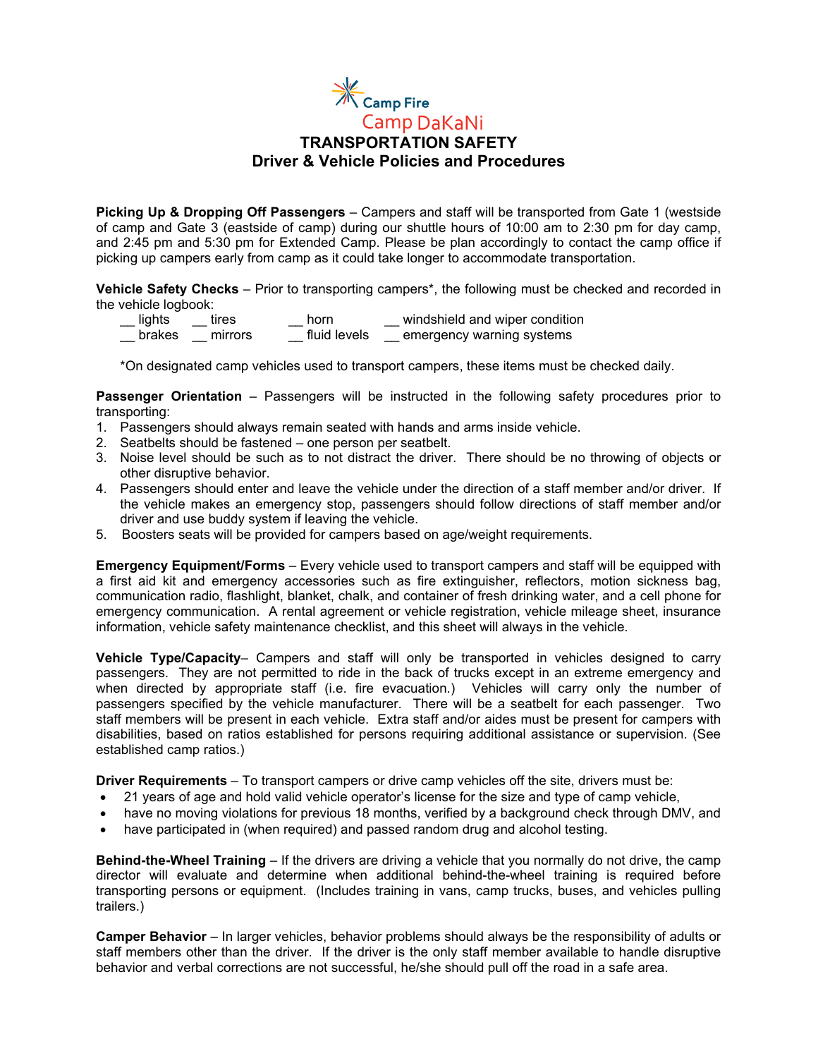Camp Fire

Camp DaKaNi

# TRANSPORTATION SAFETY
## Driver & Vehicle Policies and Procedures

**Picking Up & Dropping Off Passengers** – Campers and staff will be transported from Gate 1 (westside of camp and Gate 3 (eastside of camp) during our shuttle hours of 10:00 am to 2:30 pm for day camp, and 2:45 pm and 5:30 pm for Extended Camp. Please be plan accordingly to contact the camp office if picking up campers early from camp as it could take longer to accommodate transportation.

**Vehicle Safety Checks** – Prior to transporting campers*, the following must be checked and recorded in the vehicle logbook:

| | | | |
|---|---|---|---|
| __ lights | __ tires | __ horn | __ windshield and wiper condition |
| __ brakes | __ mirrors | __ fluid levels | __ emergency warning systems |

*On designated camp vehicles used to transport campers, these items must be checked daily.

**Passenger Orientation** – Passengers will be instructed in the following safety procedures prior to transporting:

1. Passengers should always remain seated with hands and arms inside vehicle.
2. Seatbelts should be fastened – one person per seatbelt.
3. Noise level should be such as to not distract the driver. There should be no throwing of objects or other disruptive behavior.
4. Passengers should enter and leave the vehicle under the direction of a staff member and/or driver. If the vehicle makes an emergency stop, passengers should follow directions of staff member and/or driver and use buddy system if leaving the vehicle.
5. Boosters seats will be provided for campers based on age/weight requirements.

**Emergency Equipment/Forms** – Every vehicle used to transport campers and staff will be equipped with a first aid kit and emergency accessories such as fire extinguisher, reflectors, motion sickness bag, communication radio, flashlight, blanket, chalk, and container of fresh drinking water, and a cell phone for emergency communication. A rental agreement or vehicle registration, vehicle mileage sheet, insurance information, vehicle safety maintenance checklist, and this sheet will always in the vehicle.

**Vehicle Type/Capacity**– Campers and staff will only be transported in vehicles designed to carry passengers. They are not permitted to ride in the back of trucks except in an extreme emergency and when directed by appropriate staff (i.e. fire evacuation.) Vehicles will carry only the number of passengers specified by the vehicle manufacturer. There will be a seatbelt for each passenger. Two staff members will be present in each vehicle. Extra staff and/or aides must be present for campers with disabilities, based on ratios established for persons requiring additional assistance or supervision. (See established camp ratios.)

**Driver Requirements** – To transport campers or drive camp vehicles off the site, drivers must be:

- 21 years of age and hold valid vehicle operator's license for the size and type of camp vehicle,
- have no moving violations for previous 18 months, verified by a background check through DMV, and
- have participated in (when required) and passed random drug and alcohol testing.

**Behind-the-Wheel Training** – If the drivers are driving a vehicle that you normally do not drive, the camp director will evaluate and determine when additional behind-the-wheel training is required before transporting persons or equipment. (Includes training in vans, camp trucks, buses, and vehicles pulling trailers.)

**Camper Behavior** – In larger vehicles, behavior problems should always be the responsibility of adults or staff members other than the driver. If the driver is the only staff member available to handle disruptive behavior and verbal corrections are not successful, he/she should pull off the road in a safe area.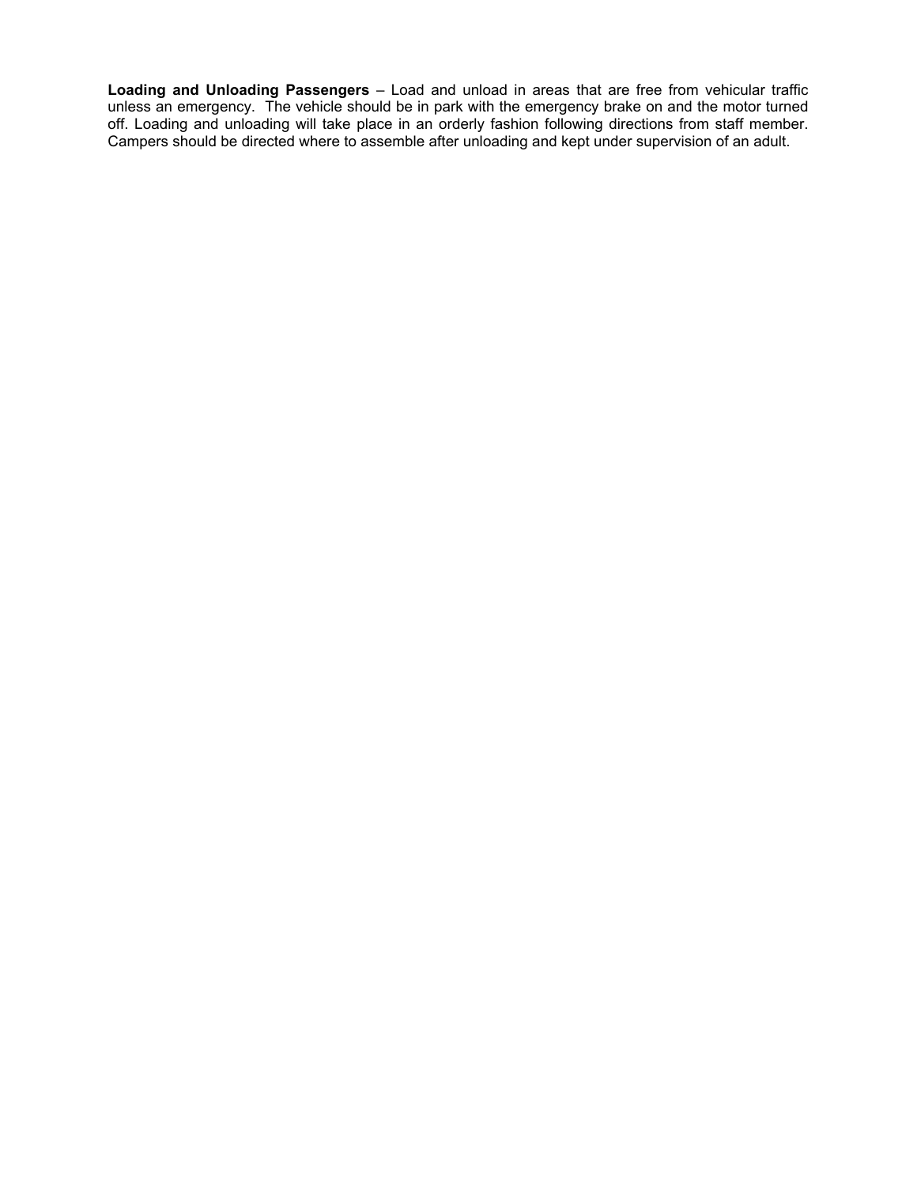**Loading and Unloading Passengers** – Load and unload in areas that are free from vehicular traffic unless an emergency. The vehicle should be in park with the emergency brake on and the motor turned off. Loading and unloading will take place in an orderly fashion following directions from staff member. Campers should be directed where to assemble after unloading and kept under supervision of an adult.